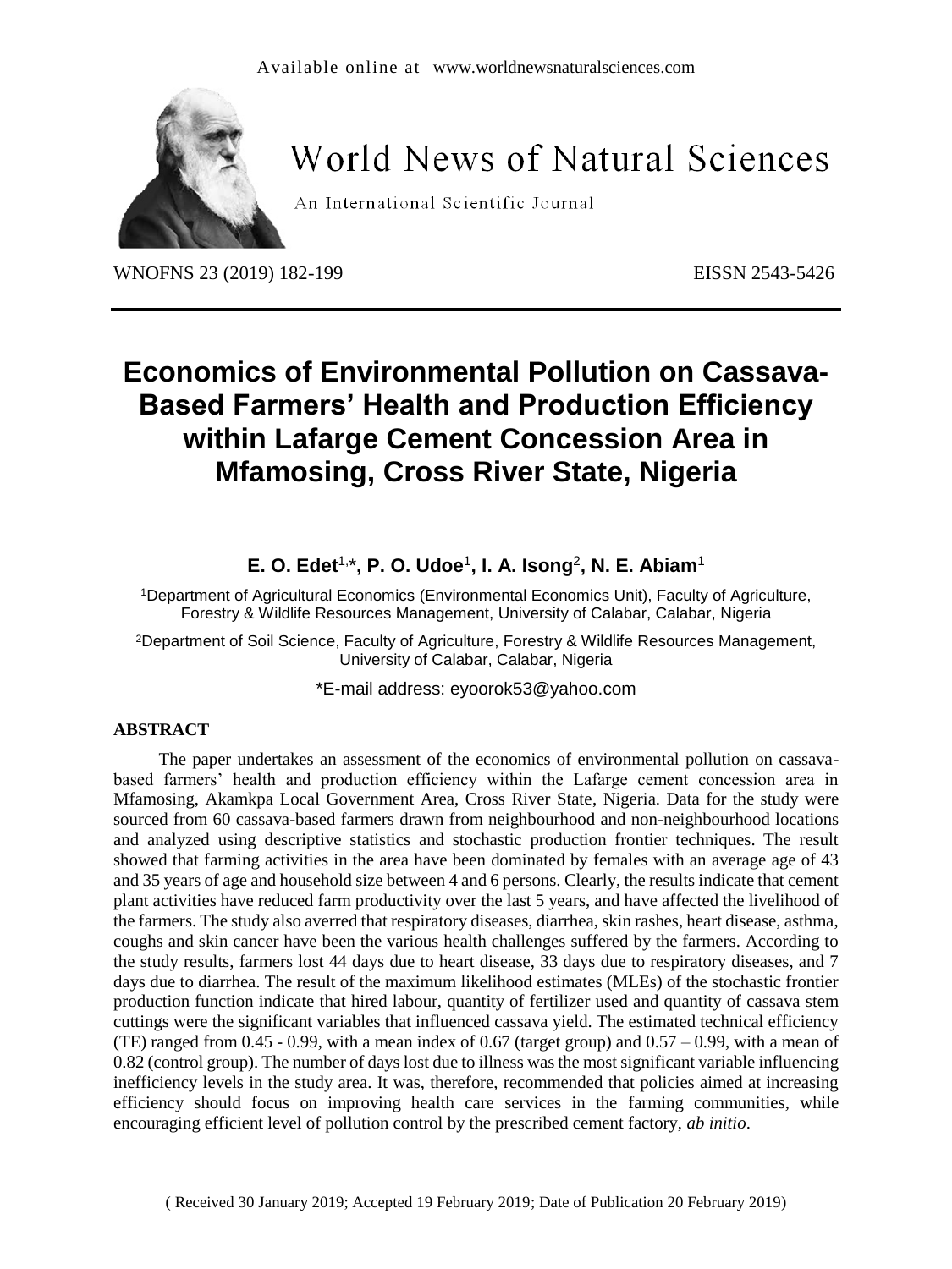# Economics of Environmental Pollution on Cassava-Based Farmers' Health and Production Efficiency within Lafarge Cement Concession Area in Mfamosing, Cross River State, Nigeria

**E. O. Edet[1,\*], P. O. Udoe[1], I. A. Isong[2], N. E. Abiam[1]**

[1]Department of Agricultural Economics (Environmental Economics Unit), Faculty of Agriculture, Forestry & Wildlife Resources Management, University of Calabar, Calabar, Nigeria

[2]Department of Soil Science, Faculty of Agriculture, Forestry & Wildlife Resources Management, University of Calabar, Calabar, Nigeria

\*E-mail address: eyoorok53@yahoo.com

## ABSTRACT

The paper undertakes an assessment of the economics of environmental pollution on cassava-based farmers' health and production efficiency within the Lafarge cement concession area in Mfamosing, Akamkpa Local Government Area, Cross River State, Nigeria. Data for the study were sourced from 60 cassava-based farmers drawn from neighbourhood and non-neighbourhood locations and analyzed using descriptive statistics and stochastic production frontier techniques. The result showed that farming activities in the area have been dominated by females with an average age of 43 and 35 years of age and household size between 4 and 6 persons. Clearly, the results indicate that cement plant activities have reduced farm productivity over the last 5 years, and have affected the livelihood of the farmers. The study also averred that respiratory diseases, diarrhea, skin rashes, heart disease, asthma, coughs and skin cancer have been the various health challenges suffered by the farmers. According to the study results, farmers lost 44 days due to heart disease, 33 days due to respiratory diseases, and 7 days due to diarrhea. The result of the maximum likelihood estimates (MLEs) of the stochastic frontier production function indicate that hired labour, quantity of fertilizer used and quantity of cassava stem cuttings were the significant variables that influenced cassava yield. The estimated technical efficiency (TE) ranged from 0.45 - 0.99, with a mean index of 0.67 (target group) and 0.57 – 0.99, with a mean of 0.82 (control group). The number of days lost due to illness was the most significant variable influencing inefficiency levels in the study area. It was, therefore, recommended that policies aimed at increasing efficiency should focus on improving health care services in the farming communities, while encouraging efficient level of pollution control by the prescribed cement factory, *ab initio*.

( Received 30 January 2019; Accepted 19 February 2019; Date of Publication 20 February 2019)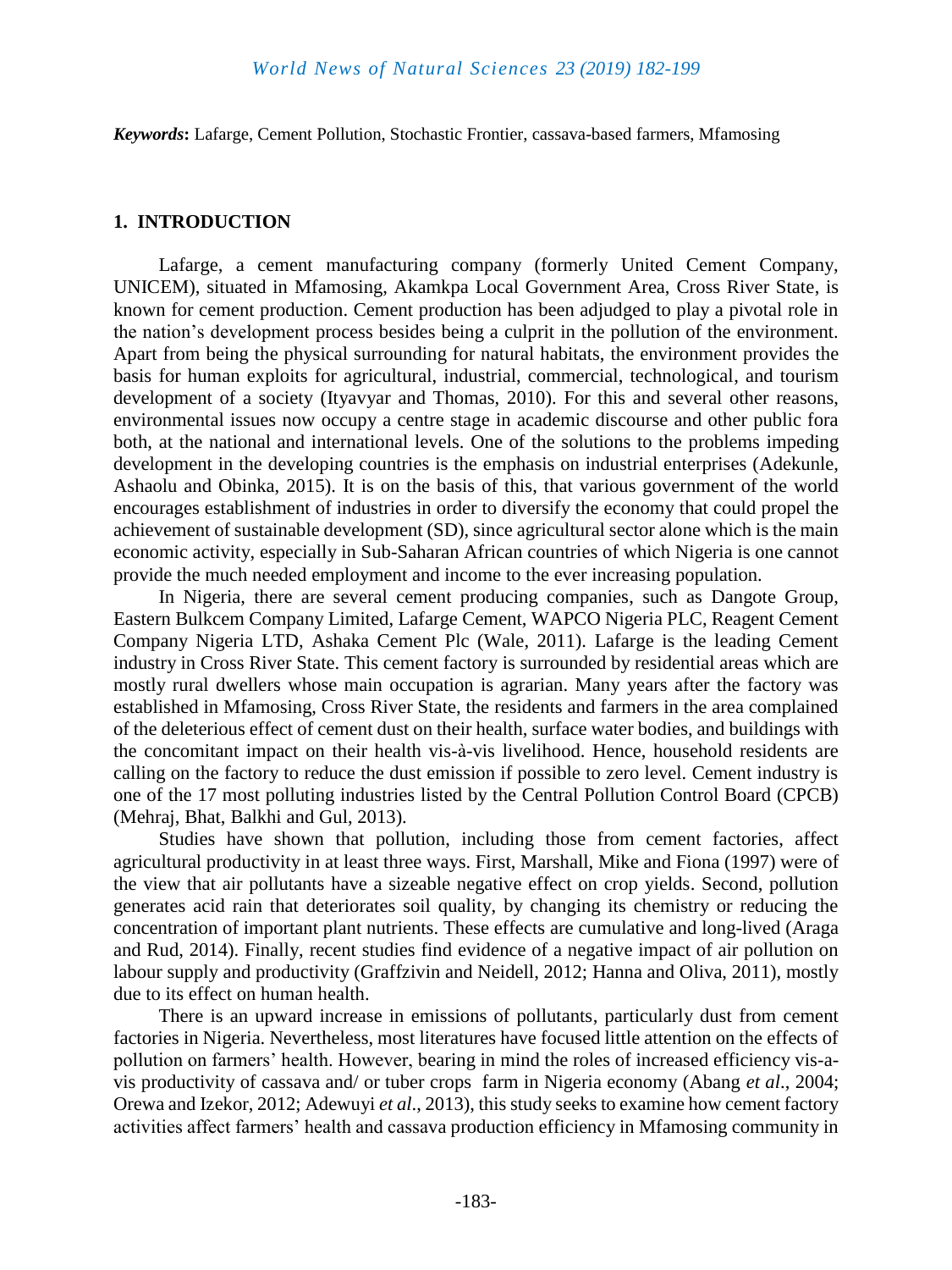***Keywords*:** Lafarge, Cement Pollution, Stochastic Frontier, cassava-based farmers, Mfamosing

## 1. INTRODUCTION

Lafarge, a cement manufacturing company (formerly United Cement Company, UNICEM), situated in Mfamosing, Akamkpa Local Government Area, Cross River State, is known for cement production. Cement production has been adjudged to play a pivotal role in the nation's development process besides being a culprit in the pollution of the environment. Apart from being the physical surrounding for natural habitats, the environment provides the basis for human exploits for agricultural, industrial, commercial, technological, and tourism development of a society (Ityavyar and Thomas, 2010). For this and several other reasons, environmental issues now occupy a centre stage in academic discourse and other public fora both, at the national and international levels. One of the solutions to the problems impeding development in the developing countries is the emphasis on industrial enterprises (Adekunle, Ashaolu and Obinka, 2015). It is on the basis of this, that various government of the world encourages establishment of industries in order to diversify the economy that could propel the achievement of sustainable development (SD), since agricultural sector alone which is the main economic activity, especially in Sub-Saharan African countries of which Nigeria is one cannot provide the much needed employment and income to the ever increasing population.

In Nigeria, there are several cement producing companies, such as Dangote Group, Eastern Bulkcem Company Limited, Lafarge Cement, WAPCO Nigeria PLC, Reagent Cement Company Nigeria LTD, Ashaka Cement Plc (Wale, 2011). Lafarge is the leading Cement industry in Cross River State. This cement factory is surrounded by residential areas which are mostly rural dwellers whose main occupation is agrarian. Many years after the factory was established in Mfamosing, Cross River State, the residents and farmers in the area complained of the deleterious effect of cement dust on their health, surface water bodies, and buildings with the concomitant impact on their health vis-à-vis livelihood. Hence, household residents are calling on the factory to reduce the dust emission if possible to zero level. Cement industry is one of the 17 most polluting industries listed by the Central Pollution Control Board (CPCB) (Mehraj, Bhat, Balkhi and Gul, 2013).

Studies have shown that pollution, including those from cement factories, affect agricultural productivity in at least three ways. First, Marshall, Mike and Fiona (1997) were of the view that air pollutants have a sizeable negative effect on crop yields. Second, pollution generates acid rain that deteriorates soil quality, by changing its chemistry or reducing the concentration of important plant nutrients. These effects are cumulative and long-lived (Araga and Rud, 2014). Finally, recent studies find evidence of a negative impact of air pollution on labour supply and productivity (Graffzivin and Neidell, 2012; Hanna and Oliva, 2011), mostly due to its effect on human health.

There is an upward increase in emissions of pollutants, particularly dust from cement factories in Nigeria. Nevertheless, most literatures have focused little attention on the effects of pollution on farmers' health. However, bearing in mind the roles of increased efficiency vis-a-vis productivity of cassava and/ or tuber crops farm in Nigeria economy (Abang *et al*., 2004; Orewa and Izekor, 2012; Adewuyi *et al*., 2013), this study seeks to examine how cement factory activities affect farmers' health and cassava production efficiency in Mfamosing community in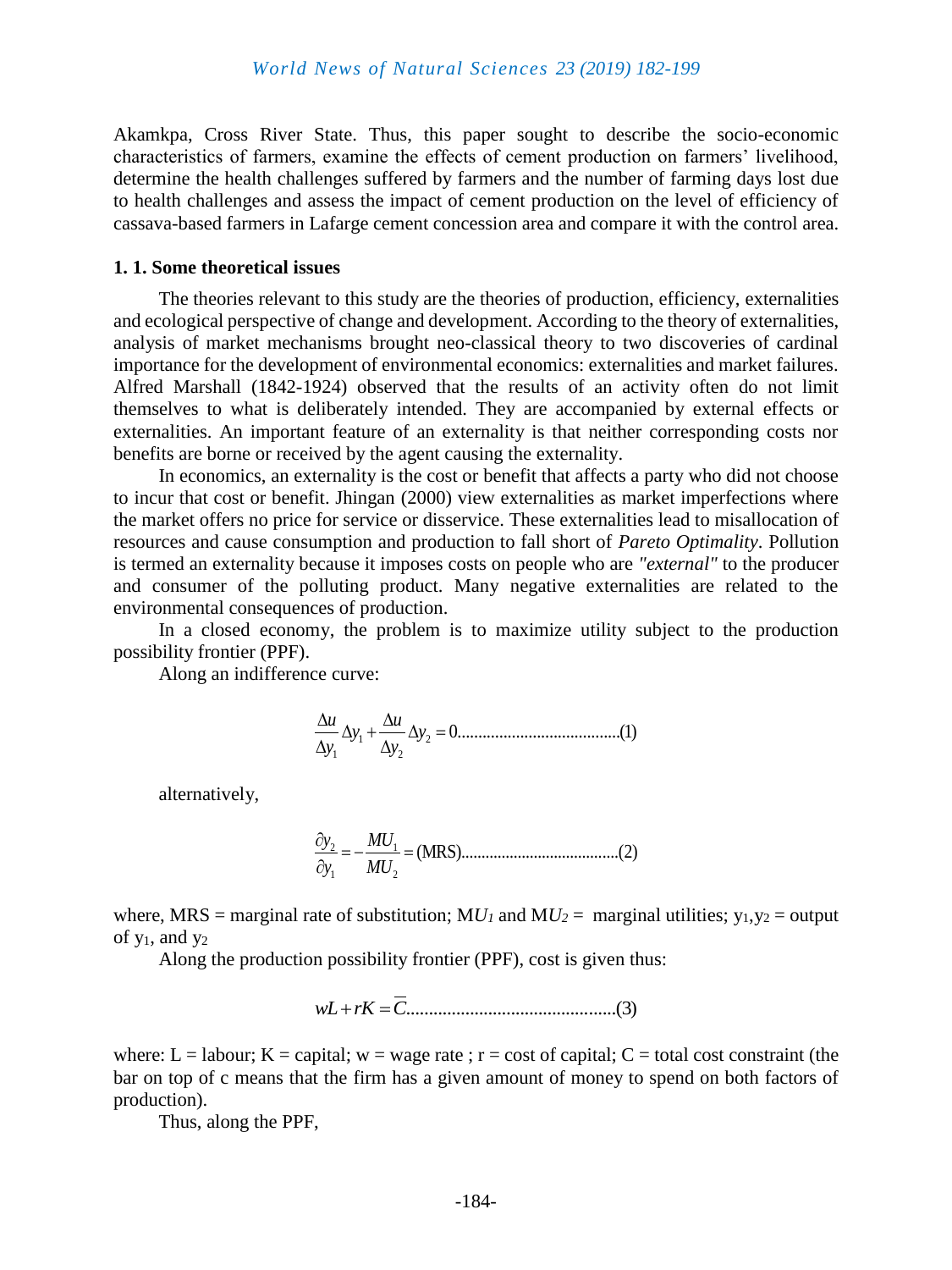Akamkpa, Cross River State. Thus, this paper sought to describe the socio-economic characteristics of farmers, examine the effects of cement production on farmers' livelihood, determine the health challenges suffered by farmers and the number of farming days lost due to health challenges and assess the impact of cement production on the level of efficiency of cassava-based farmers in Lafarge cement concession area and compare it with the control area.

### 1. 1. Some theoretical issues

The theories relevant to this study are the theories of production, efficiency, externalities and ecological perspective of change and development. According to the theory of externalities, analysis of market mechanisms brought neo-classical theory to two discoveries of cardinal importance for the development of environmental economics: externalities and market failures. Alfred Marshall (1842-1924) observed that the results of an activity often do not limit themselves to what is deliberately intended. They are accompanied by external effects or externalities. An important feature of an externality is that neither corresponding costs nor benefits are borne or received by the agent causing the externality.

In economics, an externality is the cost or benefit that affects a party who did not choose to incur that cost or benefit. Jhingan (2000) view externalities as market imperfections where the market offers no price for service or disservice. These externalities lead to misallocation of resources and cause consumption and production to fall short of *Pareto Optimality*. Pollution is termed an externality because it imposes costs on people who are *"external"* to the producer and consumer of the polluting product. Many negative externalities are related to the environmental consequences of production.

In a closed economy, the problem is to maximize utility subject to the production possibility frontier (PPF).

Along an indifference curve:

$$\frac{\Delta u}{\Delta y_1}\Delta y_1 + \frac{\Delta u}{\Delta y_2}\Delta y_2 = 0 \qquad (1)$$

alternatively,

$$\frac{\partial y_2}{\partial y_1} = -\frac{MU_1}{MU_2} = (\text{MRS}) \qquad (2)$$

where, MRS = marginal rate of substitution; $MU_1$ and $MU_2$ = marginal utilities; $y_1, y_2$ = output of $y_1$, and $y_2$

Along the production possibility frontier (PPF), cost is given thus:

$$wL + rK = \overline{C} \qquad (3)$$

where: L = labour; K = capital; w = wage rate ; r = cost of capital; C = total cost constraint (the bar on top of c means that the firm has a given amount of money to spend on both factors of production).

Thus, along the PPF,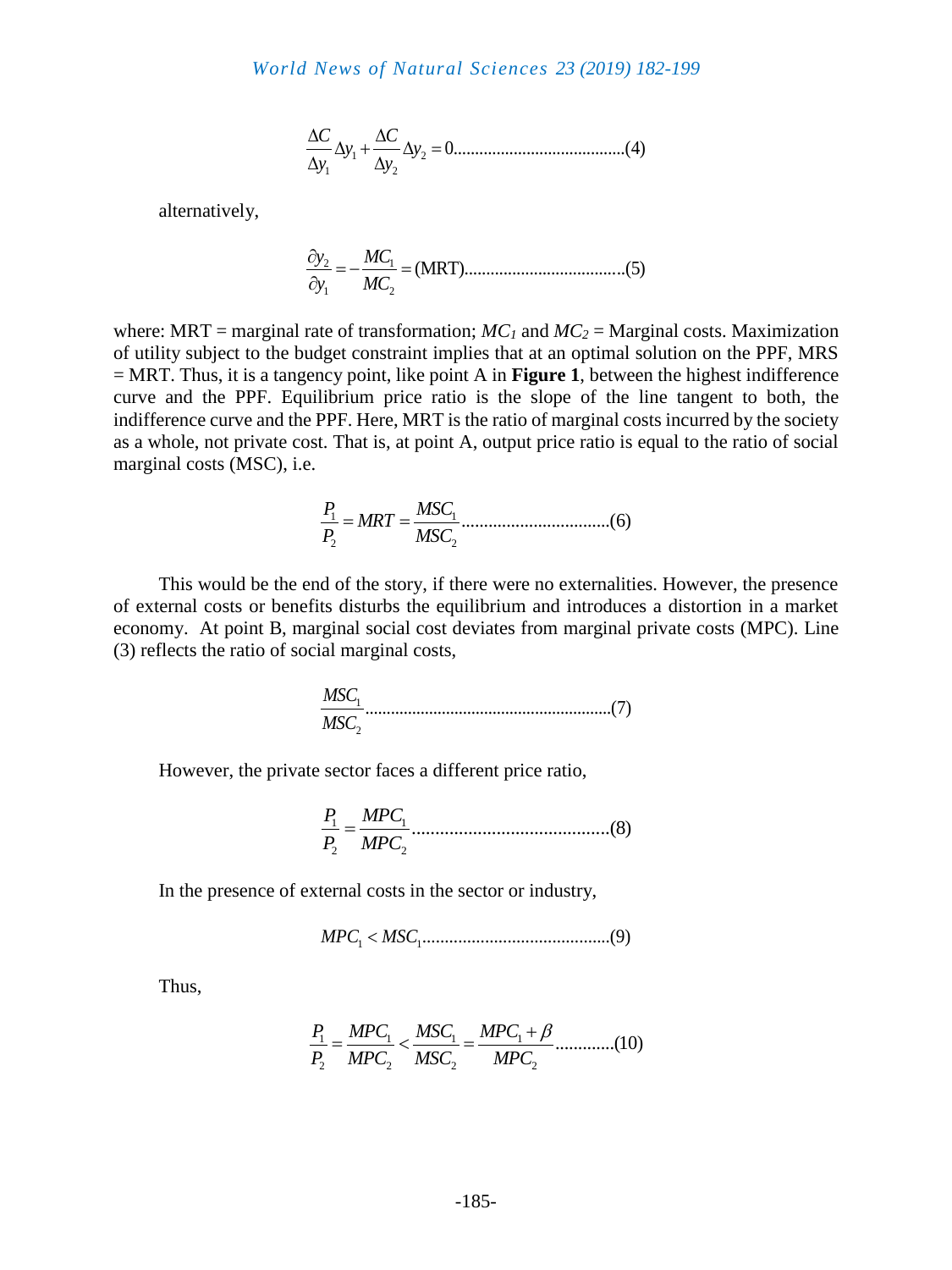$$\frac{\Delta C}{\Delta y_1}\Delta y_1 + \frac{\Delta C}{\Delta y_2}\Delta y_2 = 0 \quad (4)$$

alternatively,

$$\frac{\partial y_2}{\partial y_1} = -\frac{MC_1}{MC_2} = (\text{MRT}) \quad (5)$$

where: MRT = marginal rate of transformation; $MC_1$ and $MC_2$ = Marginal costs. Maximization of utility subject to the budget constraint implies that at an optimal solution on the PPF, MRS = MRT. Thus, it is a tangency point, like point A in **Figure 1**, between the highest indifference curve and the PPF. Equilibrium price ratio is the slope of the line tangent to both, the indifference curve and the PPF. Here, MRT is the ratio of marginal costs incurred by the society as a whole, not private cost. That is, at point A, output price ratio is equal to the ratio of social marginal costs (MSC), i.e.

$$\frac{P_1}{P_2} = MRT = \frac{MSC_1}{MSC_2} \quad (6)$$

This would be the end of the story, if there were no externalities. However, the presence of external costs or benefits disturbs the equilibrium and introduces a distortion in a market economy. At point B, marginal social cost deviates from marginal private costs (MPC). Line (3) reflects the ratio of social marginal costs,

$$\frac{MSC_1}{MSC_2} \quad (7)$$

However, the private sector faces a different price ratio,

$$\frac{P_1}{P_2} = \frac{MPC_1}{MPC_2} \quad (8)$$

In the presence of external costs in the sector or industry,

$$MPC_1 < MSC_1 \quad (9)$$

Thus,

$$\frac{P_1}{P_2} = \frac{MPC_1}{MPC_2} < \frac{MSC_1}{MSC_2} = \frac{MPC_1 + \beta}{MPC_2} \quad (10)$$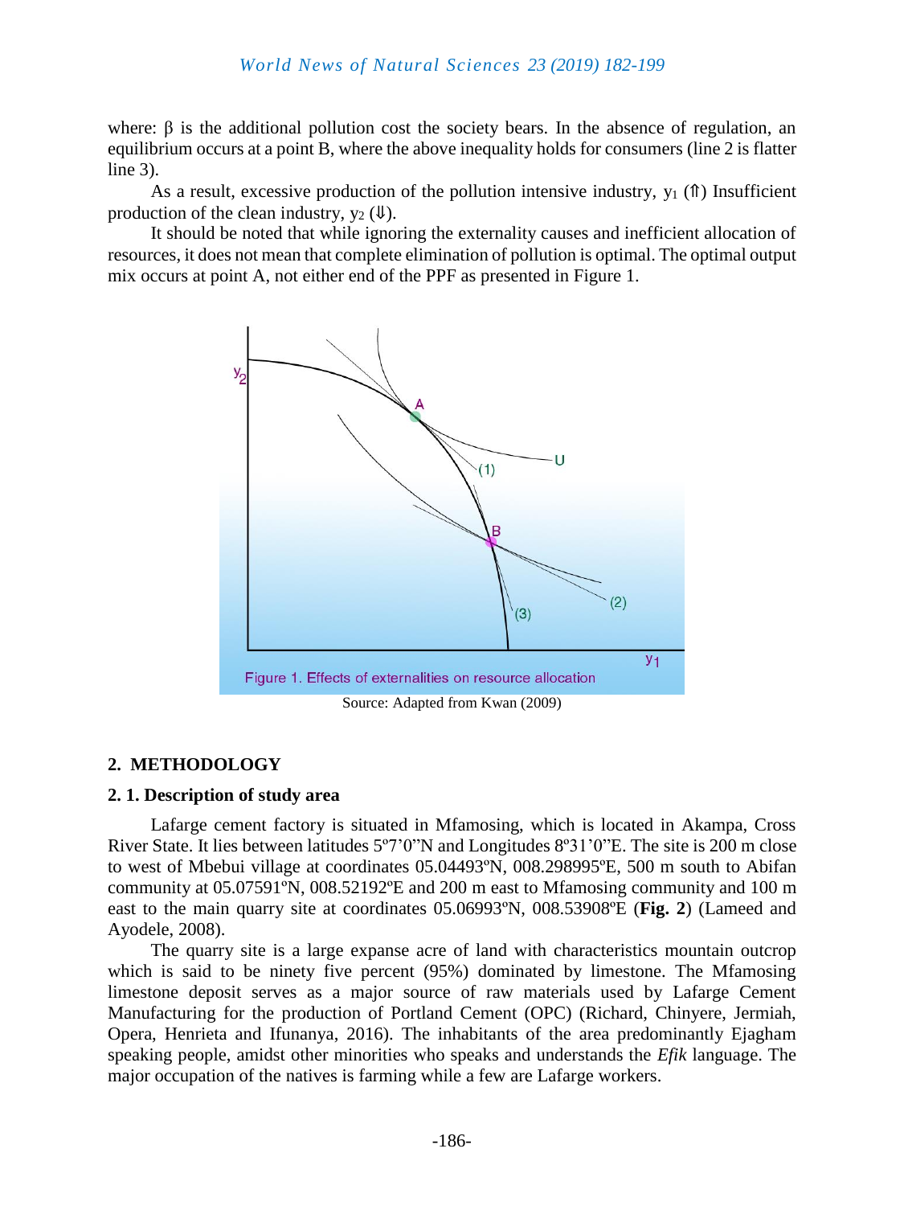where: β is the additional pollution cost the society bears. In the absence of regulation, an equilibrium occurs at a point B, where the above inequality holds for consumers (line 2 is flatter line 3).

As a result, excessive production of the pollution intensive industry, $y_1$ (⇑) Insufficient production of the clean industry, $y_2$ (⇓).

It should be noted that while ignoring the externality causes and inefficient allocation of resources, it does not mean that complete elimination of pollution is optimal. The optimal output mix occurs at point A, not either end of the PPF as presented in Figure 1.

Figure 1. Effects of externalities on resource allocation

Source: Adapted from Kwan (2009)

## 2. METHODOLOGY

### 2. 1. Description of study area

Lafarge cement factory is situated in Mfamosing, which is located in Akampa, Cross River State. It lies between latitudes 5º7'0"N and Longitudes 8º31'0"E. The site is 200 m close to west of Mbebui village at coordinates 05.04493ºN, 008.298995ºE, 500 m south to Abifan community at 05.07591ºN, 008.52192ºE and 200 m east to Mfamosing community and 100 m east to the main quarry site at coordinates 05.06993ºN, 008.53908ºE (**Fig. 2**) (Lameed and Ayodele, 2008).

The quarry site is a large expanse acre of land with characteristics mountain outcrop which is said to be ninety five percent (95%) dominated by limestone. The Mfamosing limestone deposit serves as a major source of raw materials used by Lafarge Cement Manufacturing for the production of Portland Cement (OPC) (Richard, Chinyere, Jermiah, Opera, Henrieta and Ifunanya, 2016). The inhabitants of the area predominantly Ejagham speaking people, amidst other minorities who speaks and understands the *Efik* language. The major occupation of the natives is farming while a few are Lafarge workers.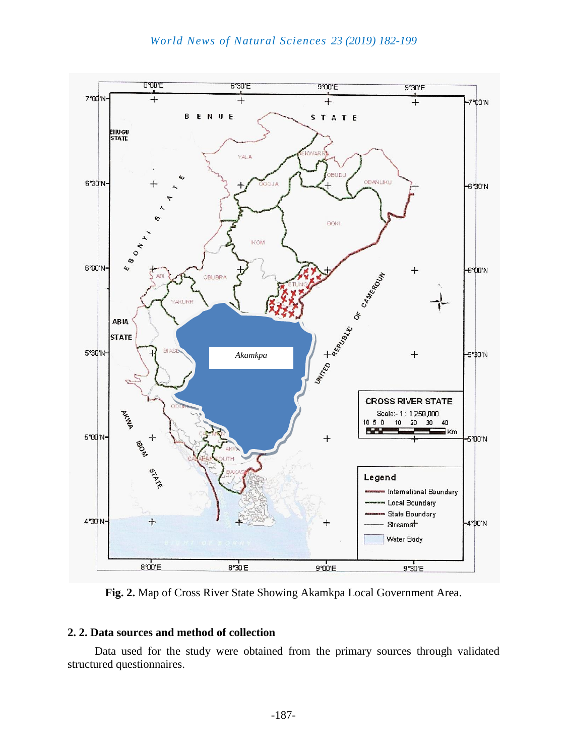Fig. 2. Map of Cross River State Showing Akamkpa Local Government Area.

### 2. 2. Data sources and method of collection

Data used for the study were obtained from the primary sources through validated structured questionnaires.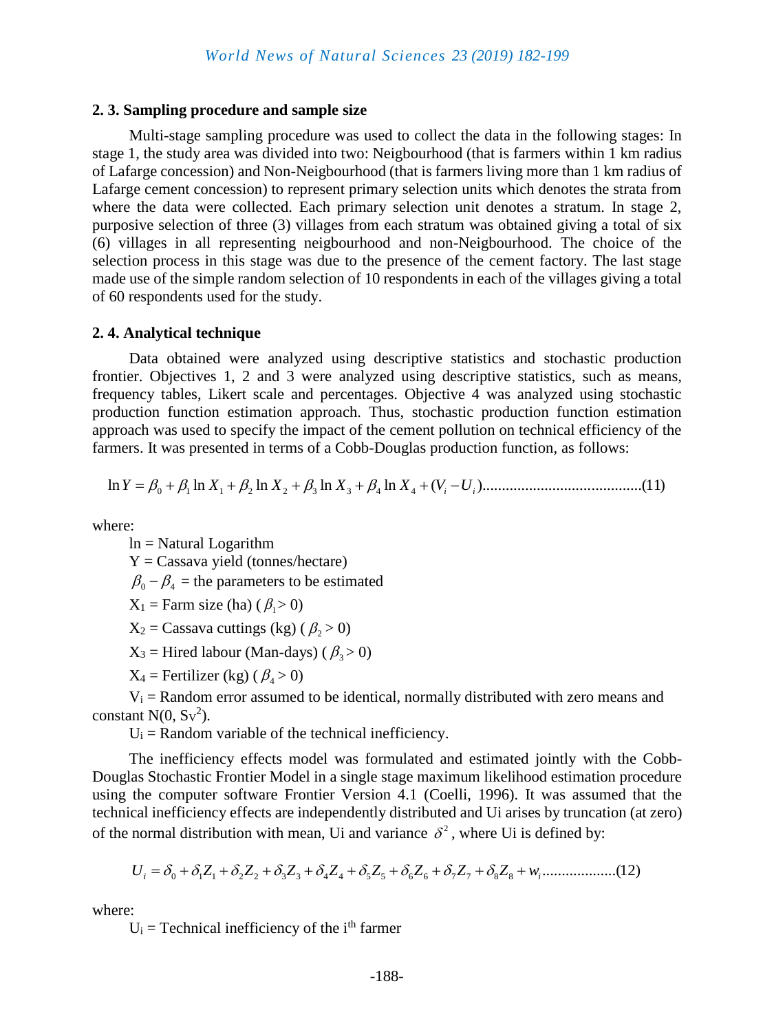### 2. 3. Sampling procedure and sample size

Multi-stage sampling procedure was used to collect the data in the following stages: In stage 1, the study area was divided into two: Neigbourhood (that is farmers within 1 km radius of Lafarge concession) and Non-Neigbourhood (that is farmers living more than 1 km radius of Lafarge cement concession) to represent primary selection units which denotes the strata from where the data were collected. Each primary selection unit denotes a stratum. In stage 2, purposive selection of three (3) villages from each stratum was obtained giving a total of six (6) villages in all representing neigbourhood and non-Neigbourhood. The choice of the selection process in this stage was due to the presence of the cement factory. The last stage made use of the simple random selection of 10 respondents in each of the villages giving a total of 60 respondents used for the study.

### 2. 4. Analytical technique

Data obtained were analyzed using descriptive statistics and stochastic production frontier. Objectives 1, 2 and 3 were analyzed using descriptive statistics, such as means, frequency tables, Likert scale and percentages. Objective 4 was analyzed using stochastic production function estimation approach. Thus, stochastic production function estimation approach was used to specify the impact of the cement pollution on technical efficiency of the farmers. It was presented in terms of a Cobb-Douglas production function, as follows:

$$\ln Y = \beta_0 + \beta_1 \ln X_1 + \beta_2 \ln X_2 + \beta_3 \ln X_3 + \beta_4 \ln X_4 + (V_i - U_i) \quad (11)$$

where:

ln = Natural Logarithm

Y = Cassava yield (tonnes/hectare)

$\beta_0 - \beta_4$ = the parameters to be estimated

$X_1$ = Farm size (ha) ($\beta_1 > 0$)

$X_2$ = Cassava cuttings (kg) ($\beta_2 > 0$)

$X_3$ = Hired labour (Man-days) ($\beta_3 > 0$)

$X_4$ = Fertilizer (kg) ($\beta_4 > 0$)

$V_i$ = Random error assumed to be identical, normally distributed with zero means and constant $N(0, S_V^2)$.

$U_i$ = Random variable of the technical inefficiency.

The inefficiency effects model was formulated and estimated jointly with the Cobb-Douglas Stochastic Frontier Model in a single stage maximum likelihood estimation procedure using the computer software Frontier Version 4.1 (Coelli, 1996). It was assumed that the technical inefficiency effects are independently distributed and Ui arises by truncation (at zero) of the normal distribution with mean, Ui and variance $\delta^2$, where Ui is defined by:

$$U_i = \delta_0 + \delta_1 Z_1 + \delta_2 Z_2 + \delta_3 Z_3 + \delta_4 Z_4 + \delta_5 Z_5 + \delta_6 Z_6 + \delta_7 Z_7 + \delta_8 Z_8 + w_i \quad (12)$$

where:

$U_i$ = Technical inefficiency of the i[th] farmer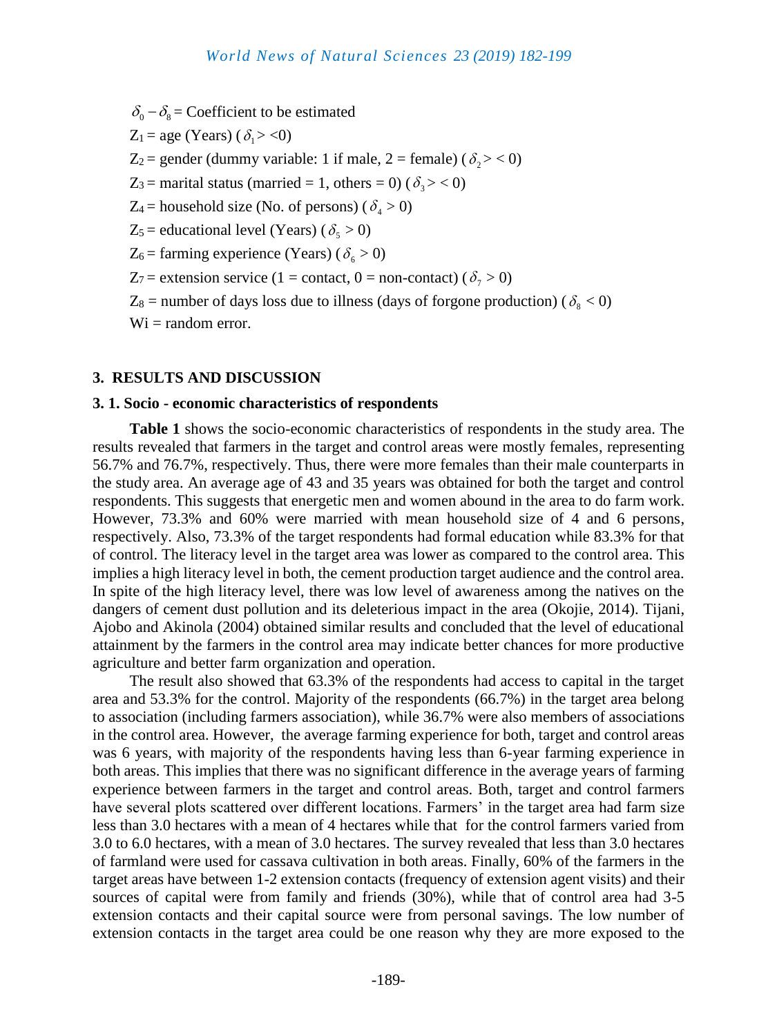$\delta_0 - \delta_8$ = Coefficient to be estimated

$Z_1$ = age (Years) ($\delta_1 >< 0$)

$Z_2$ = gender (dummy variable: 1 if male, 2 = female) ($\delta_2 >< 0$)

$Z_3$ = marital status (married = 1, others = 0) ($\delta_3 >< 0$)

$Z_4$ = household size (No. of persons) ($\delta_4 > 0$)

$Z_5$ = educational level (Years) ($\delta_5 > 0$)

$Z_6$ = farming experience (Years) ($\delta_6 > 0$)

$Z_7$ = extension service (1 = contact, 0 = non-contact) ($\delta_7 > 0$)

$Z_8$ = number of days loss due to illness (days of forgone production) ($\delta_8 < 0$)

Wi = random error.

## 3. RESULTS AND DISCUSSION

### 3. 1. Socio - economic characteristics of respondents

**Table 1** shows the socio-economic characteristics of respondents in the study area. The results revealed that farmers in the target and control areas were mostly females, representing 56.7% and 76.7%, respectively. Thus, there were more females than their male counterparts in the study area. An average age of 43 and 35 years was obtained for both the target and control respondents. This suggests that energetic men and women abound in the area to do farm work. However, 73.3% and 60% were married with mean household size of 4 and 6 persons, respectively. Also, 73.3% of the target respondents had formal education while 83.3% for that of control. The literacy level in the target area was lower as compared to the control area. This implies a high literacy level in both, the cement production target audience and the control area. In spite of the high literacy level, there was low level of awareness among the natives on the dangers of cement dust pollution and its deleterious impact in the area (Okojie, 2014). Tijani, Ajobo and Akinola (2004) obtained similar results and concluded that the level of educational attainment by the farmers in the control area may indicate better chances for more productive agriculture and better farm organization and operation.

The result also showed that 63.3% of the respondents had access to capital in the target area and 53.3% for the control. Majority of the respondents (66.7%) in the target area belong to association (including farmers association), while 36.7% were also members of associations in the control area. However, the average farming experience for both, target and control areas was 6 years, with majority of the respondents having less than 6-year farming experience in both areas. This implies that there was no significant difference in the average years of farming experience between farmers in the target and control areas. Both, target and control farmers have several plots scattered over different locations. Farmers' in the target area had farm size less than 3.0 hectares with a mean of 4 hectares while that for the control farmers varied from 3.0 to 6.0 hectares, with a mean of 3.0 hectares. The survey revealed that less than 3.0 hectares of farmland were used for cassava cultivation in both areas. Finally, 60% of the farmers in the target areas have between 1-2 extension contacts (frequency of extension agent visits) and their sources of capital were from family and friends (30%), while that of control area had 3-5 extension contacts and their capital source were from personal savings. The low number of extension contacts in the target area could be one reason why they are more exposed to the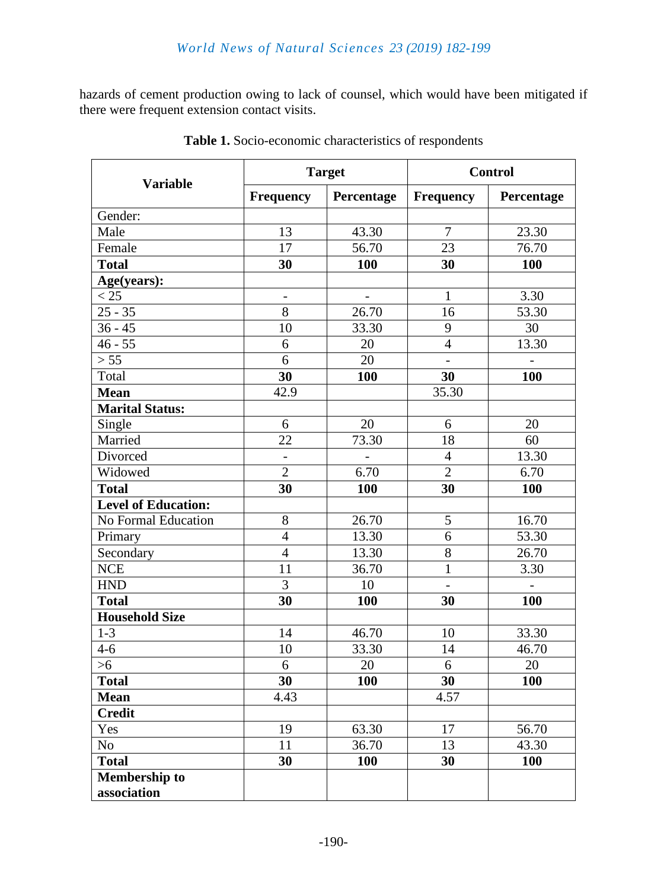hazards of cement production owing to lack of counsel, which would have been mitigated if there were frequent extension contact visits.

**Table 1.** Socio-economic characteristics of respondents

| Variable | Target | | Control | |
|---|---|---|---|---|
| | **Frequency** | **Percentage** | **Frequency** | **Percentage** |
| Gender: | | | | |
| Male | 13 | 43.30 | 7 | 23.30 |
| Female | 17 | 56.70 | 23 | 76.70 |
| **Total** | **30** | **100** | **30** | **100** |
| **Age(years):** | | | | |
| < 25 | - | - | 1 | 3.30 |
| 25 - 35 | 8 | 26.70 | 16 | 53.30 |
| 36 - 45 | 10 | 33.30 | 9 | 30 |
| 46 - 55 | 6 | 20 | 4 | 13.30 |
| > 55 | 6 | 20 | - | - |
| Total | **30** | **100** | **30** | **100** |
| **Mean** | 42.9 | | 35.30 | |
| **Marital Status:** | | | | |
| Single | 6 | 20 | 6 | 20 |
| Married | 22 | 73.30 | 18 | 60 |
| Divorced | - | - | 4 | 13.30 |
| Widowed | 2 | 6.70 | 2 | 6.70 |
| **Total** | **30** | **100** | **30** | **100** |
| **Level of Education:** | | | | |
| No Formal Education | 8 | 26.70 | 5 | 16.70 |
| Primary | 4 | 13.30 | 6 | 53.30 |
| Secondary | 4 | 13.30 | 8 | 26.70 |
| NCE | 11 | 36.70 | 1 | 3.30 |
| HND | 3 | 10 | - | - |
| **Total** | **30** | **100** | **30** | **100** |
| **Household Size** | | | | |
| 1-3 | 14 | 46.70 | 10 | 33.30 |
| 4-6 | 10 | 33.30 | 14 | 46.70 |
| >6 | 6 | 20 | 6 | 20 |
| **Total** | **30** | **100** | **30** | **100** |
| **Mean** | 4.43 | | 4.57 | |
| **Credit** | | | | |
| Yes | 19 | 63.30 | 17 | 56.70 |
| No | 11 | 36.70 | 13 | 43.30 |
| **Total** | **30** | **100** | **30** | **100** |
| **Membership to association** | | | | |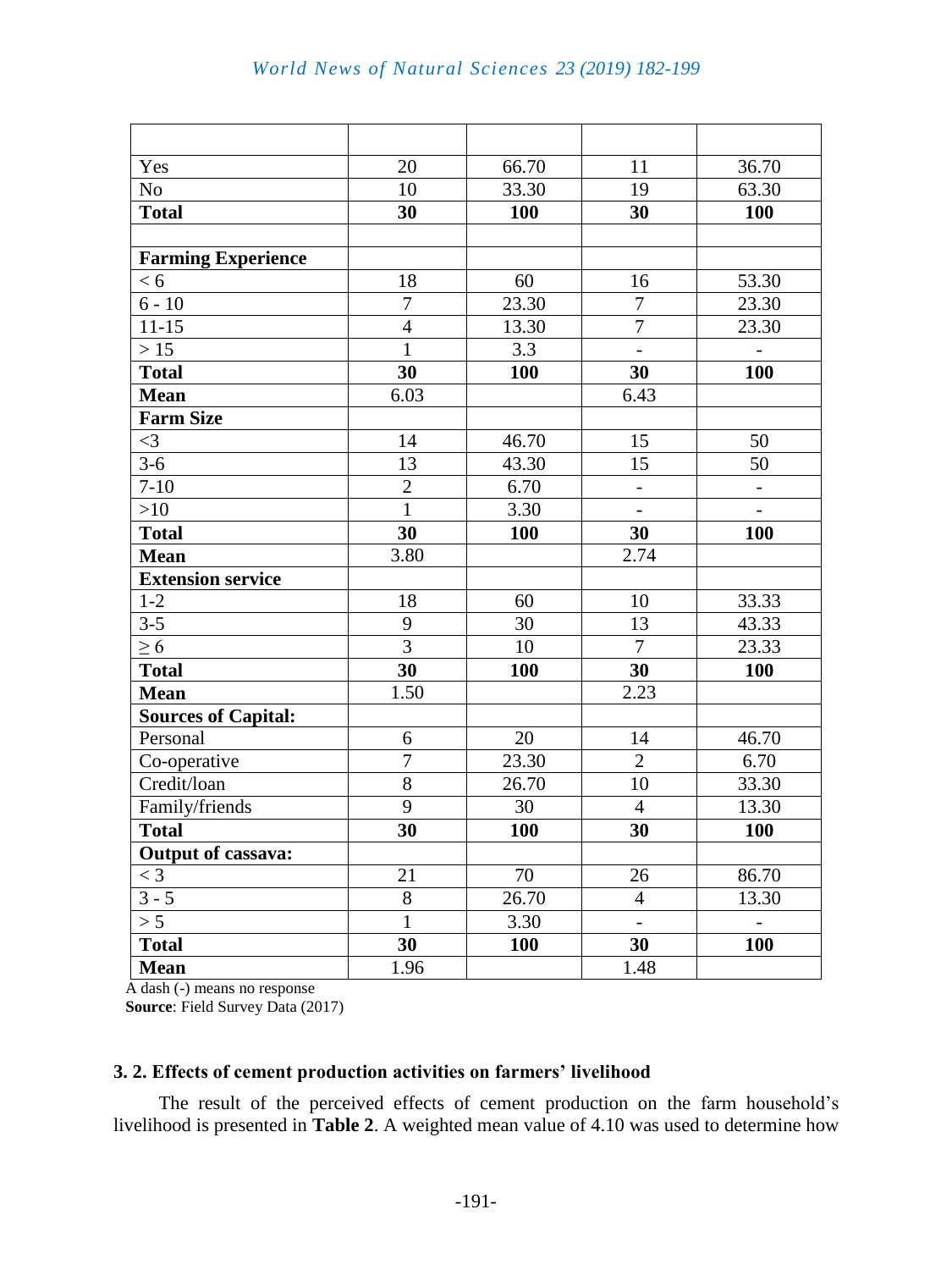| | | | | |
|---|---|---|---|---|
| Yes | 20 | 66.70 | 11 | 36.70 |
| No | 10 | 33.30 | 19 | 63.30 |
| **Total** | **30** | **100** | **30** | **100** |
| | | | | |
| **Farming Experience** | | | | |
| < 6 | 18 | 60 | 16 | 53.30 |
| 6 - 10 | 7 | 23.30 | 7 | 23.30 |
| 11-15 | 4 | 13.30 | 7 | 23.30 |
| > 15 | 1 | 3.3 | - | - |
| **Total** | **30** | **100** | **30** | **100** |
| **Mean** | 6.03 | | 6.43 | |
| **Farm Size** | | | | |
| <3 | 14 | 46.70 | 15 | 50 |
| 3-6 | 13 | 43.30 | 15 | 50 |
| 7-10 | 2 | 6.70 | - | - |
| >10 | 1 | 3.30 | - | - |
| **Total** | **30** | **100** | **30** | **100** |
| **Mean** | 3.80 | | 2.74 | |
| **Extension service** | | | | |
| 1-2 | 18 | 60 | 10 | 33.33 |
| 3-5 | 9 | 30 | 13 | 43.33 |
| ≥ 6 | 3 | 10 | 7 | 23.33 |
| **Total** | **30** | **100** | **30** | **100** |
| **Mean** | 1.50 | | 2.23 | |
| **Sources of Capital:** | | | | |
| Personal | 6 | 20 | 14 | 46.70 |
| Co-operative | 7 | 23.30 | 2 | 6.70 |
| Credit/loan | 8 | 26.70 | 10 | 33.30 |
| Family/friends | 9 | 30 | 4 | 13.30 |
| **Total** | **30** | **100** | **30** | **100** |
| **Output of cassava:** | | | | |
| < 3 | 21 | 70 | 26 | 86.70 |
| 3 - 5 | 8 | 26.70 | 4 | 13.30 |
| > 5 | 1 | 3.30 | - | - |
| **Total** | **30** | **100** | **30** | **100** |
| **Mean** | 1.96 | | 1.48 | |

A dash (-) means no response

**Source**: Field Survey Data (2017)

### 3. 2. Effects of cement production activities on farmers' livelihood

The result of the perceived effects of cement production on the farm household's livelihood is presented in **Table 2**. A weighted mean value of 4.10 was used to determine how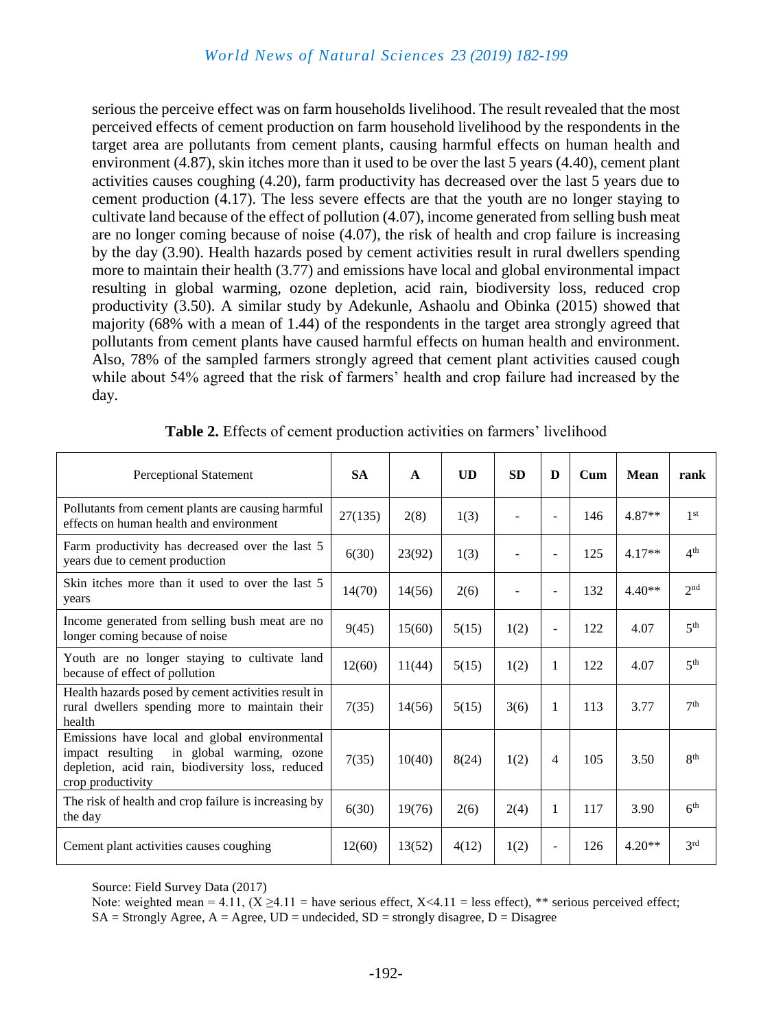serious the perceive effect was on farm households livelihood. The result revealed that the most perceived effects of cement production on farm household livelihood by the respondents in the target area are pollutants from cement plants, causing harmful effects on human health and environment (4.87), skin itches more than it used to be over the last 5 years (4.40), cement plant activities causes coughing (4.20), farm productivity has decreased over the last 5 years due to cement production (4.17). The less severe effects are that the youth are no longer staying to cultivate land because of the effect of pollution (4.07), income generated from selling bush meat are no longer coming because of noise (4.07), the risk of health and crop failure is increasing by the day (3.90). Health hazards posed by cement activities result in rural dwellers spending more to maintain their health (3.77) and emissions have local and global environmental impact resulting in global warming, ozone depletion, acid rain, biodiversity loss, reduced crop productivity (3.50). A similar study by Adekunle, Ashaolu and Obinka (2015) showed that majority (68% with a mean of 1.44) of the respondents in the target area strongly agreed that pollutants from cement plants have caused harmful effects on human health and environment. Also, 78% of the sampled farmers strongly agreed that cement plant activities caused cough while about 54% agreed that the risk of farmers' health and crop failure had increased by the day.

**Table 2.** Effects of cement production activities on farmers' livelihood

| Perceptional Statement | SA | A | UD | SD | D | Cum | Mean | rank |
|---|---|---|---|---|---|---|---|---|
| Pollutants from cement plants are causing harmful effects on human health and environment | 27(135) | 2(8) | 1(3) | - | - | 146 | 4.87** | 1st |
| Farm productivity has decreased over the last 5 years due to cement production | 6(30) | 23(92) | 1(3) | - | - | 125 | 4.17** | 4th |
| Skin itches more than it used to over the last 5 years | 14(70) | 14(56) | 2(6) | - | - | 132 | 4.40** | 2nd |
| Income generated from selling bush meat are no longer coming because of noise | 9(45) | 15(60) | 5(15) | 1(2) | - | 122 | 4.07 | 5th |
| Youth are no longer staying to cultivate land because of effect of pollution | 12(60) | 11(44) | 5(15) | 1(2) | 1 | 122 | 4.07 | 5th |
| Health hazards posed by cement activities result in rural dwellers spending more to maintain their health | 7(35) | 14(56) | 5(15) | 3(6) | 1 | 113 | 3.77 | 7th |
| Emissions have local and global environmental impact resulting in global warming, ozone depletion, acid rain, biodiversity loss, reduced crop productivity | 7(35) | 10(40) | 8(24) | 1(2) | 4 | 105 | 3.50 | 8th |
| The risk of health and crop failure is increasing by the day | 6(30) | 19(76) | 2(6) | 2(4) | 1 | 117 | 3.90 | 6th |
| Cement plant activities causes coughing | 12(60) | 13(52) | 4(12) | 1(2) | - | 126 | 4.20** | 3rd |

Source: Field Survey Data (2017)

Note: weighted mean = 4.11, ($X \geq 4.11$ = have serious effect, $X<4.11$ = less effect), ** serious perceived effect; SA = Strongly Agree, A = Agree, UD = undecided, SD = strongly disagree, D = Disagree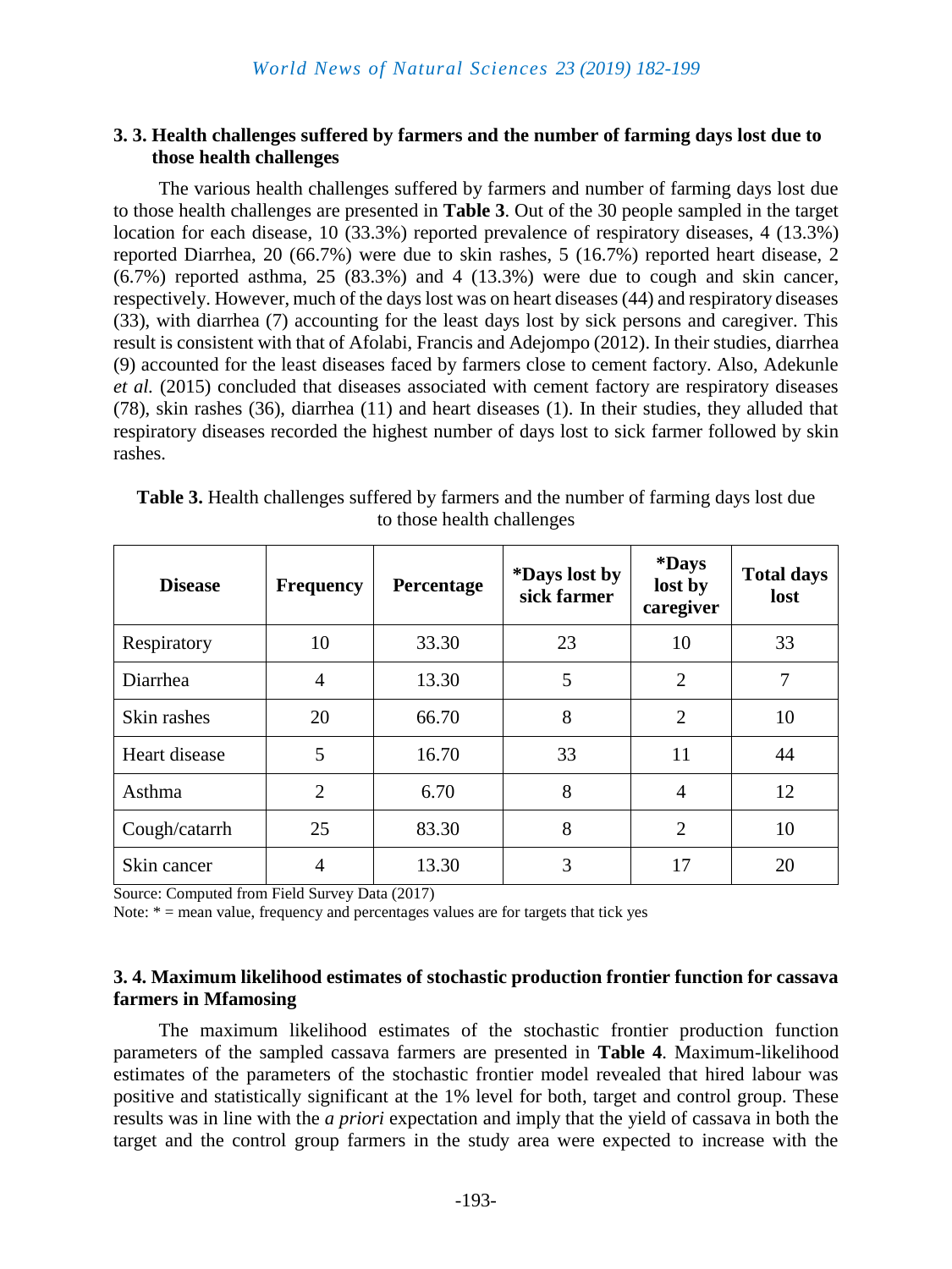### 3. 3. Health challenges suffered by farmers and the number of farming days lost due to those health challenges

The various health challenges suffered by farmers and number of farming days lost due to those health challenges are presented in **Table 3**. Out of the 30 people sampled in the target location for each disease, 10 (33.3%) reported prevalence of respiratory diseases, 4 (13.3%) reported Diarrhea, 20 (66.7%) were due to skin rashes, 5 (16.7%) reported heart disease, 2 (6.7%) reported asthma, 25 (83.3%) and 4 (13.3%) were due to cough and skin cancer, respectively. However, much of the days lost was on heart diseases (44) and respiratory diseases (33), with diarrhea (7) accounting for the least days lost by sick persons and caregiver. This result is consistent with that of Afolabi, Francis and Adejompo (2012). In their studies, diarrhea (9) accounted for the least diseases faced by farmers close to cement factory. Also, Adekunle *et al.* (2015) concluded that diseases associated with cement factory are respiratory diseases (78), skin rashes (36), diarrhea (11) and heart diseases (1). In their studies, they alluded that respiratory diseases recorded the highest number of days lost to sick farmer followed by skin rashes.

**Table 3.** Health challenges suffered by farmers and the number of farming days lost due to those health challenges

| Disease | Frequency | Percentage | *Days lost by sick farmer | *Days lost by caregiver | Total days lost |
|---|---|---|---|---|---|
| Respiratory | 10 | 33.30 | 23 | 10 | 33 |
| Diarrhea | 4 | 13.30 | 5 | 2 | 7 |
| Skin rashes | 20 | 66.70 | 8 | 2 | 10 |
| Heart disease | 5 | 16.70 | 33 | 11 | 44 |
| Asthma | 2 | 6.70 | 8 | 4 | 12 |
| Cough/catarrh | 25 | 83.30 | 8 | 2 | 10 |
| Skin cancer | 4 | 13.30 | 3 | 17 | 20 |

Source: Computed from Field Survey Data (2017)

Note: * = mean value, frequency and percentages values are for targets that tick yes

### 3. 4. Maximum likelihood estimates of stochastic production frontier function for cassava farmers in Mfamosing

The maximum likelihood estimates of the stochastic frontier production function parameters of the sampled cassava farmers are presented in **Table 4**. Maximum-likelihood estimates of the parameters of the stochastic frontier model revealed that hired labour was positive and statistically significant at the 1% level for both, target and control group. These results was in line with the *a priori* expectation and imply that the yield of cassava in both the target and the control group farmers in the study area were expected to increase with the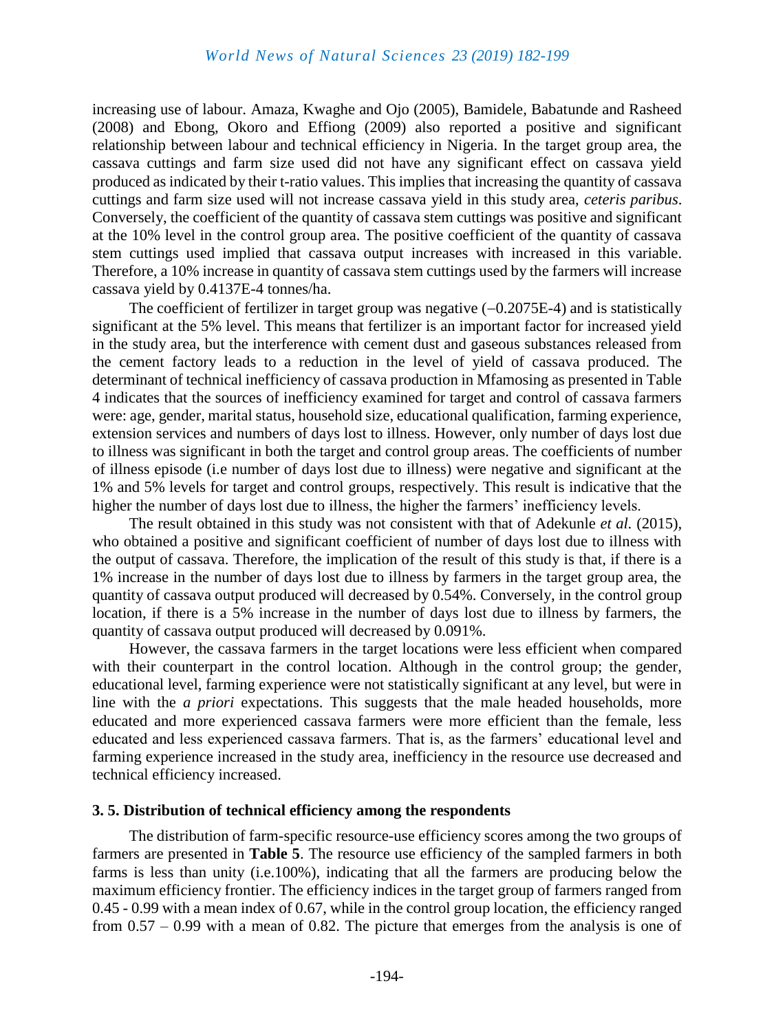increasing use of labour. Amaza, Kwaghe and Ojo (2005), Bamidele, Babatunde and Rasheed (2008) and Ebong, Okoro and Effiong (2009) also reported a positive and significant relationship between labour and technical efficiency in Nigeria. In the target group area, the cassava cuttings and farm size used did not have any significant effect on cassava yield produced as indicated by their t-ratio values. This implies that increasing the quantity of cassava cuttings and farm size used will not increase cassava yield in this study area, *ceteris paribus*. Conversely, the coefficient of the quantity of cassava stem cuttings was positive and significant at the 10% level in the control group area. The positive coefficient of the quantity of cassava stem cuttings used implied that cassava output increases with increased in this variable. Therefore, a 10% increase in quantity of cassava stem cuttings used by the farmers will increase cassava yield by 0.4137E-4 tonnes/ha.

The coefficient of fertilizer in target group was negative (–0.2075E-4) and is statistically significant at the 5% level. This means that fertilizer is an important factor for increased yield in the study area, but the interference with cement dust and gaseous substances released from the cement factory leads to a reduction in the level of yield of cassava produced. The determinant of technical inefficiency of cassava production in Mfamosing as presented in Table 4 indicates that the sources of inefficiency examined for target and control of cassava farmers were: age, gender, marital status, household size, educational qualification, farming experience, extension services and numbers of days lost to illness. However, only number of days lost due to illness was significant in both the target and control group areas. The coefficients of number of illness episode (i.e number of days lost due to illness) were negative and significant at the 1% and 5% levels for target and control groups, respectively. This result is indicative that the higher the number of days lost due to illness, the higher the farmers' inefficiency levels.

The result obtained in this study was not consistent with that of Adekunle *et al.* (2015), who obtained a positive and significant coefficient of number of days lost due to illness with the output of cassava. Therefore, the implication of the result of this study is that, if there is a 1% increase in the number of days lost due to illness by farmers in the target group area, the quantity of cassava output produced will decreased by 0.54%. Conversely, in the control group location, if there is a 5% increase in the number of days lost due to illness by farmers, the quantity of cassava output produced will decreased by 0.091%.

However, the cassava farmers in the target locations were less efficient when compared with their counterpart in the control location. Although in the control group; the gender, educational level, farming experience were not statistically significant at any level, but were in line with the *a priori* expectations. This suggests that the male headed households, more educated and more experienced cassava farmers were more efficient than the female, less educated and less experienced cassava farmers. That is, as the farmers' educational level and farming experience increased in the study area, inefficiency in the resource use decreased and technical efficiency increased.

### 3. 5. Distribution of technical efficiency among the respondents

The distribution of farm-specific resource-use efficiency scores among the two groups of farmers are presented in **Table 5**. The resource use efficiency of the sampled farmers in both farms is less than unity (i.e.100%), indicating that all the farmers are producing below the maximum efficiency frontier. The efficiency indices in the target group of farmers ranged from 0.45 - 0.99 with a mean index of 0.67, while in the control group location, the efficiency ranged from 0.57 – 0.99 with a mean of 0.82. The picture that emerges from the analysis is one of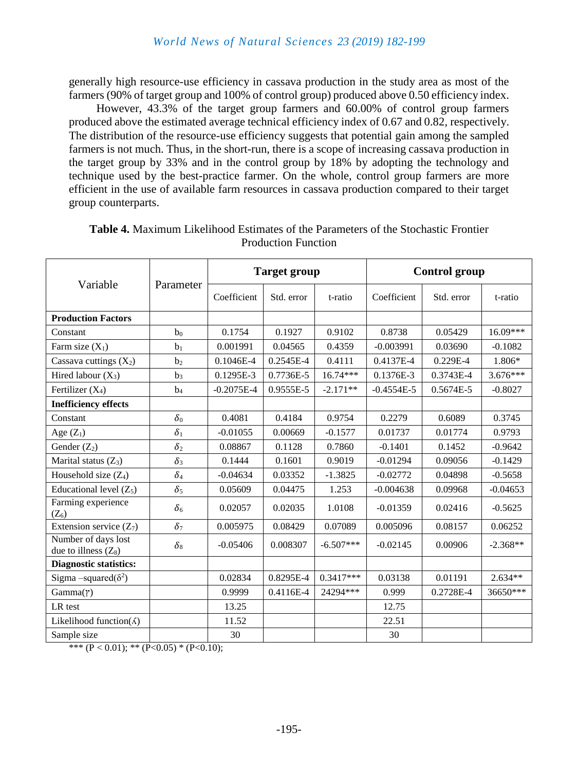generally high resource-use efficiency in cassava production in the study area as most of the farmers (90% of target group and 100% of control group) produced above 0.50 efficiency index.

However, 43.3% of the target group farmers and 60.00% of control group farmers produced above the estimated average technical efficiency index of 0.67 and 0.82, respectively. The distribution of the resource-use efficiency suggests that potential gain among the sampled farmers is not much. Thus, in the short-run, there is a scope of increasing cassava production in the target group by 33% and in the control group by 18% by adopting the technology and technique used by the best-practice farmer. On the whole, control group farmers are more efficient in the use of available farm resources in cassava production compared to their target group counterparts.

**Table 4.** Maximum Likelihood Estimates of the Parameters of the Stochastic Frontier Production Function

| Variable | Parameter | Target group | | | Control group | | |
|---|---|---|---|---|---|---|---|
| | | Coefficient | Std. error | t-ratio | Coefficient | Std. error | t-ratio |
| **Production Factors** | | | | | | | |
| Constant | $b_0$ | 0.1754 | 0.1927 | 0.9102 | 0.8738 | 0.05429 | 16.09*** |
| Farm size ($X_1$) | $b_1$ | 0.001991 | 0.04565 | 0.4359 | -0.003991 | 0.03690 | -0.1082 |
| Cassava cuttings ($X_2$) | $b_2$ | 0.1046E-4 | 0.2545E-4 | 0.4111 | 0.4137E-4 | 0.229E-4 | 1.806* |
| Hired labour ($X_3$) | $b_3$ | 0.1295E-3 | 0.7736E-5 | 16.74*** | 0.1376E-3 | 0.3743E-4 | 3.676*** |
| Fertilizer ($X_4$) | $b_4$ | -0.2075E-4 | 0.9555E-5 | -2.171** | -0.4554E-5 | 0.5674E-5 | -0.8027 |
| **Inefficiency effects** | | | | | | | |
| Constant | $\delta_0$ | 0.4081 | 0.4184 | 0.9754 | 0.2279 | 0.6089 | 0.3745 |
| Age ($Z_1$) | $\delta_1$ | -0.01055 | 0.00669 | -0.1577 | 0.01737 | 0.01774 | 0.9793 |
| Gender ($Z_2$) | $\delta_2$ | 0.08867 | 0.1128 | 0.7860 | -0.1401 | 0.1452 | -0.9642 |
| Marital status ($Z_3$) | $\delta_3$ | 0.1444 | 0.1601 | 0.9019 | -0.01294 | 0.09056 | -0.1429 |
| Household size ($Z_4$) | $\delta_4$ | -0.04634 | 0.03352 | -1.3825 | -0.02772 | 0.04898 | -0.5658 |
| Educational level ($Z_5$) | $\delta_5$ | 0.05609 | 0.04475 | 1.253 | -0.004638 | 0.09968 | -0.04653 |
| Farming experience ($Z_6$) | $\delta_6$ | 0.02057 | 0.02035 | 1.0108 | -0.01359 | 0.02416 | -0.5625 |
| Extension service ($Z_7$) | $\delta_7$ | 0.005975 | 0.08429 | 0.07089 | 0.005096 | 0.08157 | 0.06252 |
| Number of days lost due to illness ($Z_8$) | $\delta_8$ | -0.05406 | 0.008307 | -6.507*** | -0.02145 | 0.00906 | -2.368** |
| **Diagnostic statistics:** | | | | | | | |
| Sigma –squared($\delta^2$) | | 0.02834 | 0.8295E-4 | 0.3417*** | 0.03138 | 0.01191 | 2.634** |
| Gamma($\gamma$) | | 0.9999 | 0.4116E-4 | 24294*** | 0.999 | 0.2728E-4 | 36650*** |
| LR test | | 13.25 | | | 12.75 | | |
| Likelihood function($\lambda$) | | 11.52 | | | 22.51 | | |
| Sample size | | 30 | | | 30 | | |

*** ($P < 0.01$); ** ($P<0.05$) * ($P<0.10$);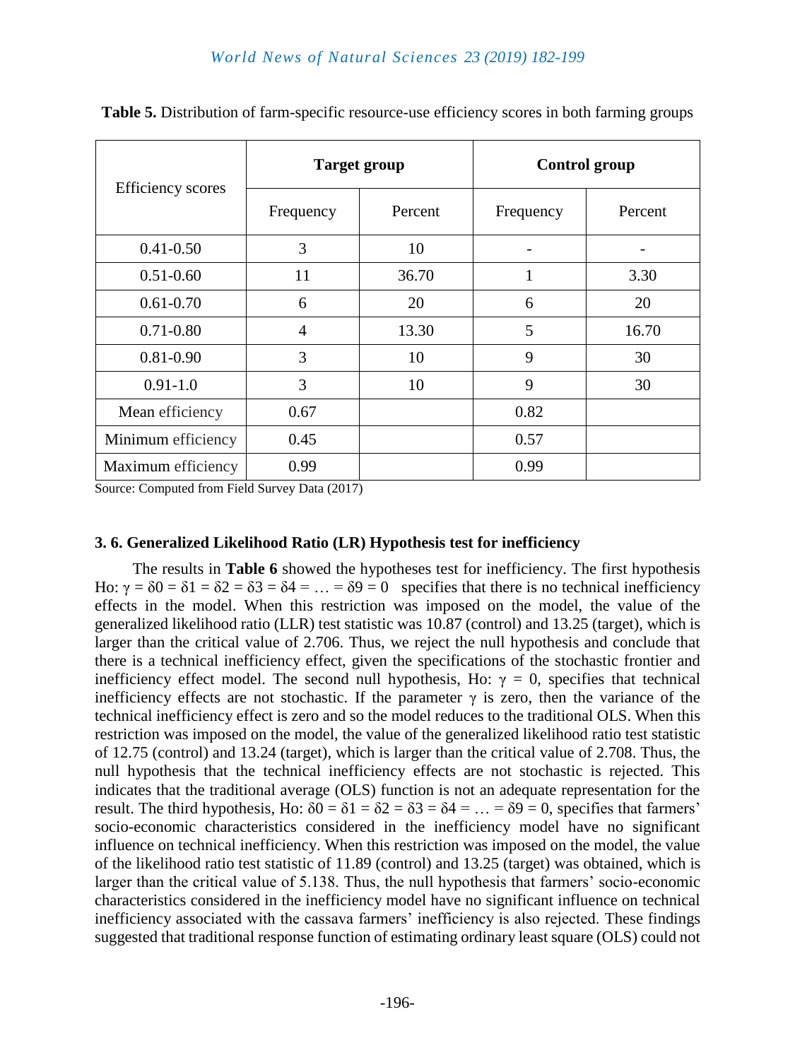**Table 5.** Distribution of farm-specific resource-use efficiency scores in both farming groups

| Efficiency scores | Target group | | Control group | |
|---|---|---|---|---|
| | Frequency | Percent | Frequency | Percent |
| 0.41-0.50 | 3 | 10 | - | - |
| 0.51-0.60 | 11 | 36.70 | 1 | 3.30 |
| 0.61-0.70 | 6 | 20 | 6 | 20 |
| 0.71-0.80 | 4 | 13.30 | 5 | 16.70 |
| 0.81-0.90 | 3 | 10 | 9 | 30 |
| 0.91-1.0 | 3 | 10 | 9 | 30 |
| Mean efficiency | 0.67 | | 0.82 | |
| Minimum efficiency | 0.45 | | 0.57 | |
| Maximum efficiency | 0.99 | | 0.99 | |

Source: Computed from Field Survey Data (2017)

### 3. 6. Generalized Likelihood Ratio (LR) Hypothesis test for inefficiency

The results in **Table 6** showed the hypotheses test for inefficiency. The first hypothesis Ho: $\gamma = \delta 0 = \delta 1 = \delta 2 = \delta 3 = \delta 4 = \ldots = \delta 9 = 0$ specifies that there is no technical inefficiency effects in the model. When this restriction was imposed on the model, the value of the generalized likelihood ratio (LLR) test statistic was 10.87 (control) and 13.25 (target), which is larger than the critical value of 2.706. Thus, we reject the null hypothesis and conclude that there is a technical inefficiency effect, given the specifications of the stochastic frontier and inefficiency effect model. The second null hypothesis, Ho: $\gamma = 0$, specifies that technical inefficiency effects are not stochastic. If the parameter $\gamma$ is zero, then the variance of the technical inefficiency effect is zero and so the model reduces to the traditional OLS. When this restriction was imposed on the model, the value of the generalized likelihood ratio test statistic of 12.75 (control) and 13.24 (target), which is larger than the critical value of 2.708. Thus, the null hypothesis that the technical inefficiency effects are not stochastic is rejected. This indicates that the traditional average (OLS) function is not an adequate representation for the result. The third hypothesis, Ho: $\delta 0 = \delta 1 = \delta 2 = \delta 3 = \delta 4 = \ldots = \delta 9 = 0$, specifies that farmers' socio-economic characteristics considered in the inefficiency model have no significant influence on technical inefficiency. When this restriction was imposed on the model, the value of the likelihood ratio test statistic of 11.89 (control) and 13.25 (target) was obtained, which is larger than the critical value of 5.138. Thus, the null hypothesis that farmers' socio-economic characteristics considered in the inefficiency model have no significant influence on technical inefficiency associated with the cassava farmers' inefficiency is also rejected. These findings suggested that traditional response function of estimating ordinary least square (OLS) could not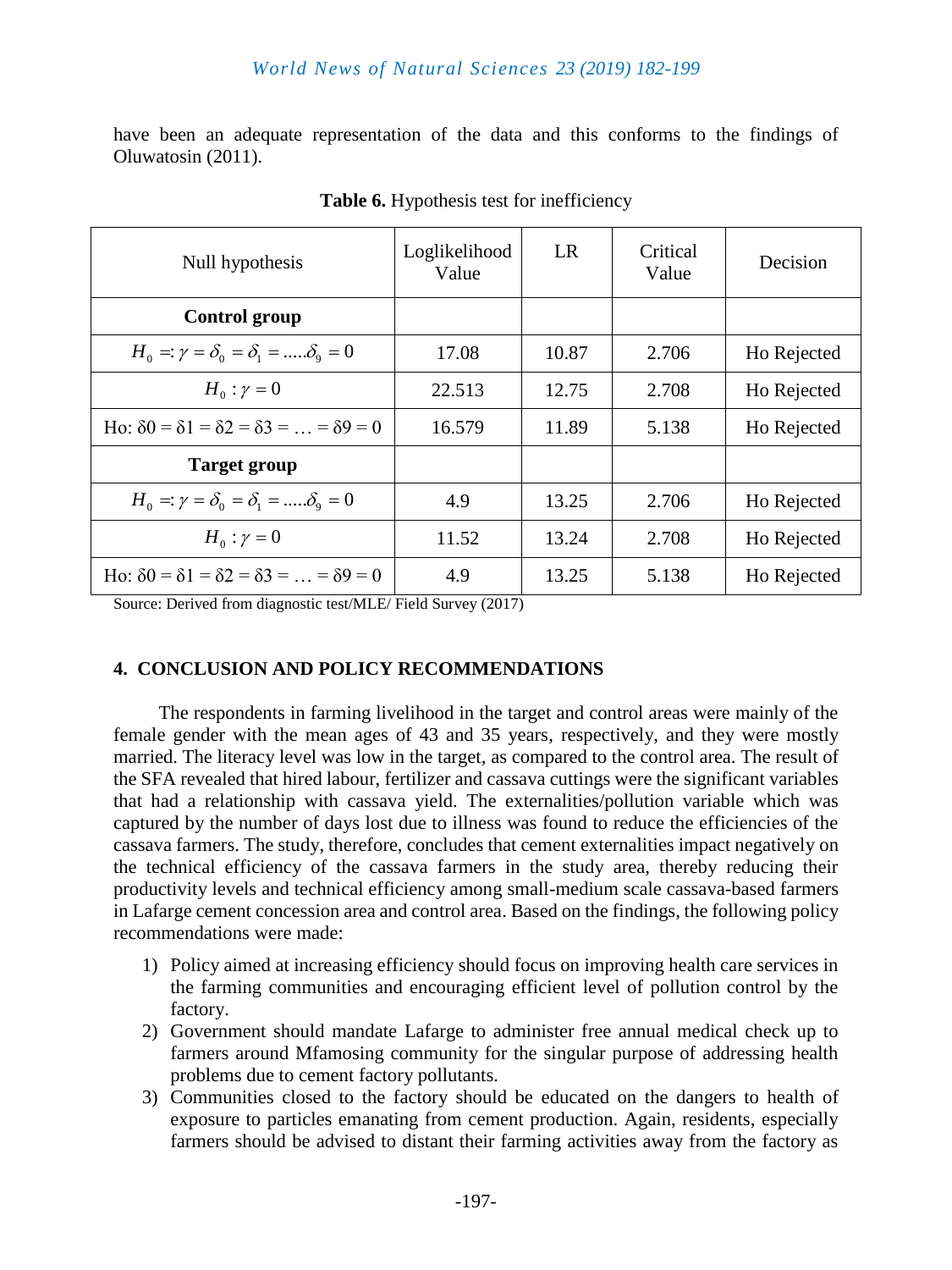have been an adequate representation of the data and this conforms to the findings of Oluwatosin (2011).

**Table 6.** Hypothesis test for inefficiency

| Null hypothesis | Loglikelihood Value | LR | Critical Value | Decision |
|---|---|---|---|---|
| **Control group** | | | | |
| $H_0 =: \gamma = \delta_0 = \delta_1 = .....\delta_9 = 0$ | 17.08 | 10.87 | 2.706 | Ho Rejected |
| $H_0 : \gamma = 0$ | 22.513 | 12.75 | 2.708 | Ho Rejected |
| Ho: $\delta0 = \delta1 = \delta2 = \delta3 = \ldots = \delta9 = 0$ | 16.579 | 11.89 | 5.138 | Ho Rejected |
| **Target group** | | | | |
| $H_0 =: \gamma = \delta_0 = \delta_1 = .....\delta_9 = 0$ | 4.9 | 13.25 | 2.706 | Ho Rejected |
| $H_0 : \gamma = 0$ | 11.52 | 13.24 | 2.708 | Ho Rejected |
| Ho: $\delta0 = \delta1 = \delta2 = \delta3 = \ldots = \delta9 = 0$ | 4.9 | 13.25 | 5.138 | Ho Rejected |

Source: Derived from diagnostic test/MLE/ Field Survey (2017)

## 4. CONCLUSION AND POLICY RECOMMENDATIONS

The respondents in farming livelihood in the target and control areas were mainly of the female gender with the mean ages of 43 and 35 years, respectively, and they were mostly married. The literacy level was low in the target, as compared to the control area. The result of the SFA revealed that hired labour, fertilizer and cassava cuttings were the significant variables that had a relationship with cassava yield. The externalities/pollution variable which was captured by the number of days lost due to illness was found to reduce the efficiencies of the cassava farmers. The study, therefore, concludes that cement externalities impact negatively on the technical efficiency of the cassava farmers in the study area, thereby reducing their productivity levels and technical efficiency among small-medium scale cassava-based farmers in Lafarge cement concession area and control area. Based on the findings, the following policy recommendations were made:

1) Policy aimed at increasing efficiency should focus on improving health care services in the farming communities and encouraging efficient level of pollution control by the factory.
2) Government should mandate Lafarge to administer free annual medical check up to farmers around Mfamosing community for the singular purpose of addressing health problems due to cement factory pollutants.
3) Communities closed to the factory should be educated on the dangers to health of exposure to particles emanating from cement production. Again, residents, especially farmers should be advised to distant their farming activities away from the factory as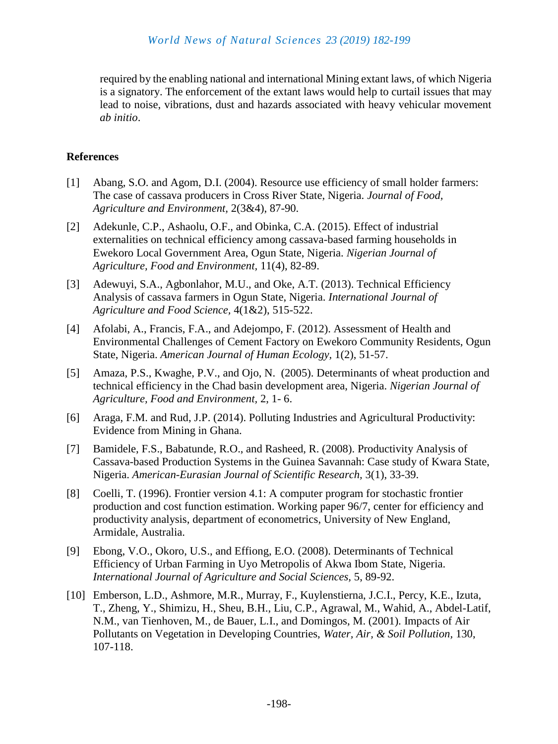required by the enabling national and international Mining extant laws, of which Nigeria is a signatory. The enforcement of the extant laws would help to curtail issues that may lead to noise, vibrations, dust and hazards associated with heavy vehicular movement *ab initio*.

## References

[1] Abang, S.O. and Agom, D.I. (2004). Resource use efficiency of small holder farmers: The case of cassava producers in Cross River State, Nigeria. *Journal of Food, Agriculture and Environment*, 2(3&4), 87-90.

[2] Adekunle, C.P., Ashaolu, O.F., and Obinka, C.A. (2015). Effect of industrial externalities on technical efficiency among cassava-based farming households in Ewekoro Local Government Area, Ogun State, Nigeria. *Nigerian Journal of Agriculture, Food and Environment*, 11(4), 82-89.

[3] Adewuyi, S.A., Agbonlahor, M.U., and Oke, A.T. (2013). Technical Efficiency Analysis of cassava farmers in Ogun State, Nigeria. *International Journal of Agriculture and Food Science*, 4(1&2), 515-522.

[4] Afolabi, A., Francis, F.A., and Adejompo, F. (2012). Assessment of Health and Environmental Challenges of Cement Factory on Ewekoro Community Residents, Ogun State, Nigeria. *American Journal of Human Ecology*, 1(2), 51-57.

[5] Amaza, P.S., Kwaghe, P.V., and Ojo, N. (2005). Determinants of wheat production and technical efficiency in the Chad basin development area, Nigeria. *Nigerian Journal of Agriculture, Food and Environment*, 2, 1- 6.

[6] Araga, F.M. and Rud, J.P. (2014). Polluting Industries and Agricultural Productivity: Evidence from Mining in Ghana.

[7] Bamidele, F.S., Babatunde, R.O., and Rasheed, R. (2008). Productivity Analysis of Cassava-based Production Systems in the Guinea Savannah: Case study of Kwara State, Nigeria. *American-Eurasian Journal of Scientific Research*, 3(1), 33-39.

[8] Coelli, T. (1996). Frontier version 4.1: A computer program for stochastic frontier production and cost function estimation. Working paper 96/7, center for efficiency and productivity analysis, department of econometrics, University of New England, Armidale, Australia.

[9] Ebong, V.O., Okoro, U.S., and Effiong, E.O. (2008). Determinants of Technical Efficiency of Urban Farming in Uyo Metropolis of Akwa Ibom State, Nigeria. *International Journal of Agriculture and Social Sciences*, 5, 89-92.

[10] Emberson, L.D., Ashmore, M.R., Murray, F., Kuylenstierna, J.C.I., Percy, K.E., Izuta, T., Zheng, Y., Shimizu, H., Sheu, B.H., Liu, C.P., Agrawal, M., Wahid, A., Abdel-Latif, N.M., van Tienhoven, M., de Bauer, L.I., and Domingos, M. (2001). Impacts of Air Pollutants on Vegetation in Developing Countries, *Water, Air, & Soil Pollution*, 130, 107-118.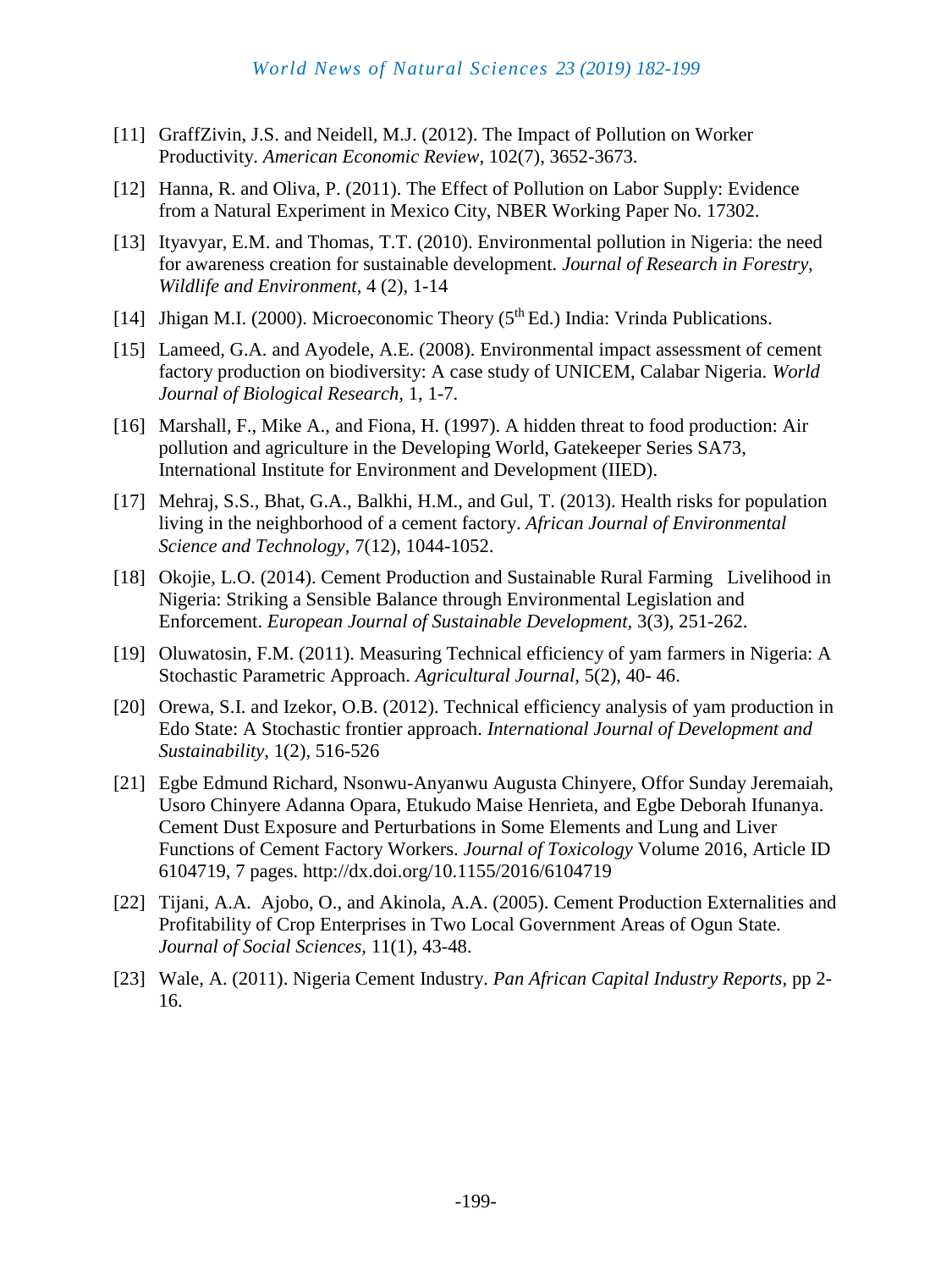[11] GraffZivin, J.S. and Neidell, M.J. (2012). The Impact of Pollution on Worker Productivity. *American Economic Review*, 102(7), 3652-3673.

[12] Hanna, R. and Oliva, P. (2011). The Effect of Pollution on Labor Supply: Evidence from a Natural Experiment in Mexico City, NBER Working Paper No. 17302.

[13] Ityavyar, E.M. and Thomas, T.T. (2010). Environmental pollution in Nigeria: the need for awareness creation for sustainable development. *Journal of Research in Forestry, Wildlife and Environment*, 4 (2), 1-14

[14] Jhigan M.I. (2000). Microeconomic Theory (5th Ed.) India: Vrinda Publications.

[15] Lameed, G.A. and Ayodele, A.E. (2008). Environmental impact assessment of cement factory production on biodiversity: A case study of UNICEM, Calabar Nigeria. *World Journal of Biological Research*, 1, 1-7.

[16] Marshall, F., Mike A., and Fiona, H. (1997). A hidden threat to food production: Air pollution and agriculture in the Developing World, Gatekeeper Series SA73, International Institute for Environment and Development (IIED).

[17] Mehraj, S.S., Bhat, G.A., Balkhi, H.M., and Gul, T. (2013). Health risks for population living in the neighborhood of a cement factory. *African Journal of Environmental Science and Technology*, 7(12), 1044-1052.

[18] Okojie, L.O. (2014). Cement Production and Sustainable Rural Farming Livelihood in Nigeria: Striking a Sensible Balance through Environmental Legislation and Enforcement. *European Journal of Sustainable Development*, 3(3), 251-262.

[19] Oluwatosin, F.M. (2011). Measuring Technical efficiency of yam farmers in Nigeria: A Stochastic Parametric Approach. *Agricultural Journal*, 5(2), 40- 46.

[20] Orewa, S.I. and Izekor, O.B. (2012). Technical efficiency analysis of yam production in Edo State: A Stochastic frontier approach. *International Journal of Development and Sustainability*, 1(2), 516-526

[21] Egbe Edmund Richard, Nsonwu-Anyanwu Augusta Chinyere, Offor Sunday Jeremaiah, Usoro Chinyere Adanna Opara, Etukudo Maise Henrieta, and Egbe Deborah Ifunanya. Cement Dust Exposure and Perturbations in Some Elements and Lung and Liver Functions of Cement Factory Workers. *Journal of Toxicology* Volume 2016, Article ID 6104719, 7 pages. http://dx.doi.org/10.1155/2016/6104719

[22] Tijani, A.A. Ajobo, O., and Akinola, A.A. (2005). Cement Production Externalities and Profitability of Crop Enterprises in Two Local Government Areas of Ogun State. *Journal of Social Sciences*, 11(1), 43-48.

[23] Wale, A. (2011). Nigeria Cement Industry. *Pan African Capital Industry Reports*, pp 2-16.